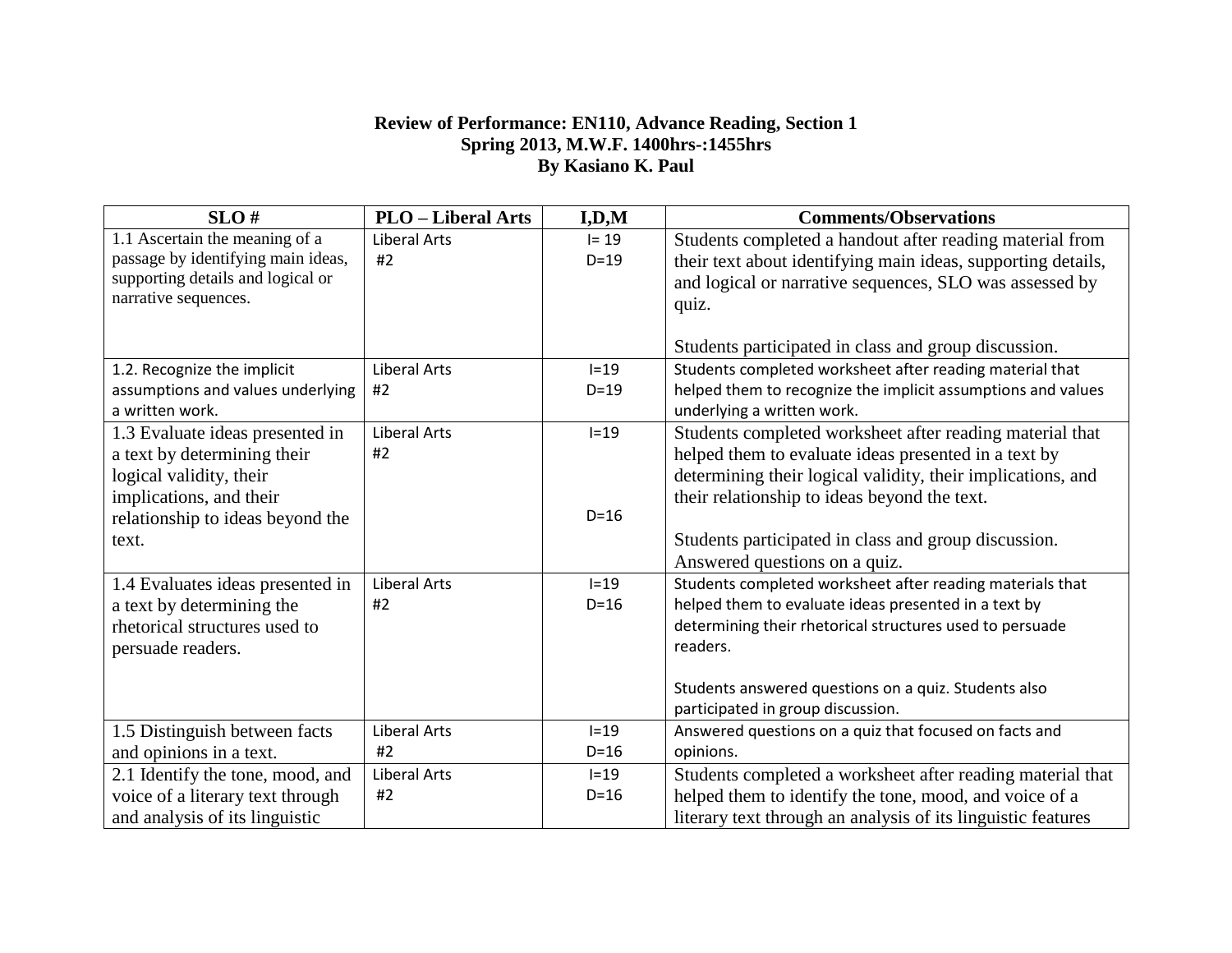**Review of Performance: EN110, Advance Reading, Section 1**
**Spring 2013, M.W.F. 1400hrs-:1455hrs**
**By Kasiano K. Paul**

| SLO # | PLO – Liberal Arts | I,D,M | Comments/Observations |
|---|---|---|---|
| 1.1 Ascertain the meaning of a passage by identifying main ideas, supporting details and logical or narrative sequences. | Liberal Arts #2 | I= 19 D=19 | Students completed a handout after reading material from their text about identifying main ideas, supporting details, and logical or narrative sequences, SLO was assessed by quiz.<br><br>Students participated in class and group discussion. |
| 1.2. Recognize the implicit assumptions and values underlying a written work. | Liberal Arts #2 | I=19 D=19 | Students completed worksheet after reading material that helped them to recognize the implicit assumptions and values underlying a written work. |
| 1.3 Evaluate ideas presented in a text by determining their logical validity, their implications, and their relationship to ideas beyond the text. | Liberal Arts #2 | I=19 D=16 | Students completed worksheet after reading material that helped them to evaluate ideas presented in a text by determining their logical validity, their implications, and their relationship to ideas beyond the text.<br><br>Students participated in class and group discussion. Answered questions on a quiz. |
| 1.4 Evaluates ideas presented in a text by determining the rhetorical structures used to persuade readers. | Liberal Arts #2 | I=19 D=16 | Students completed worksheet after reading materials that helped them to evaluate ideas presented in a text by determining their rhetorical structures used to persuade readers.<br><br>Students answered questions on a quiz. Students also participated in group discussion. |
| 1.5 Distinguish between facts and opinions in a text. | Liberal Arts #2 | I=19 D=16 | Answered questions on a quiz that focused on facts and opinions. |
| 2.1 Identify the tone, mood, and voice of a literary text through and analysis of its linguistic | Liberal Arts #2 | I=19 D=16 | Students completed a worksheet after reading material that helped them to identify the tone, mood, and voice of a literary text through an analysis of its linguistic features |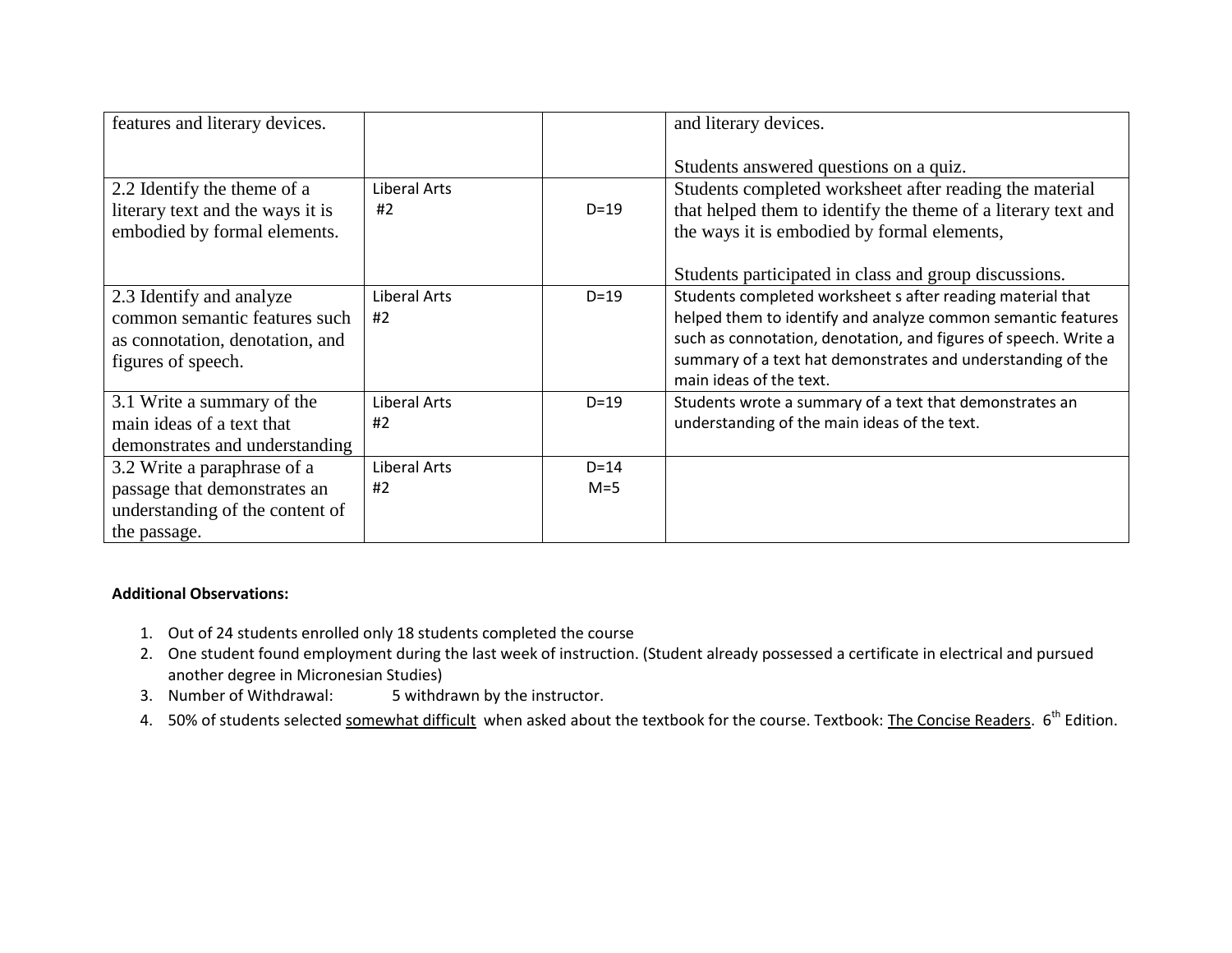| | | | |
|---|---|---|---|
| features and literary devices. | | | and literary devices.<br><br>Students answered questions on a quiz. |
| 2.2 Identify the theme of a literary text and the ways it is embodied by formal elements. | Liberal Arts #2 | D=19 | Students completed worksheet after reading the material that helped them to identify the theme of a literary text and the ways it is embodied by formal elements,<br><br>Students participated in class and group discussions. |
| 2.3 Identify and analyze common semantic features such as connotation, denotation, and figures of speech. | Liberal Arts #2 | D=19 | Students completed worksheet s after reading material that helped them to identify and analyze common semantic features such as connotation, denotation, and figures of speech. Write a summary of a text hat demonstrates and understanding of the main ideas of the text. |
| 3.1 Write a summary of the main ideas of a text that demonstrates and understanding | Liberal Arts #2 | D=19 | Students wrote a summary of a text that demonstrates an understanding of the main ideas of the text. |
| 3.2 Write a paraphrase of a passage that demonstrates an understanding of the content of the passage. | Liberal Arts #2 | D=14<br>M=5 | |

**Additional Observations:**

1. Out of 24 students enrolled only 18 students completed the course
2. One student found employment during the last week of instruction. (Student already possessed a certificate in electrical and pursued another degree in Micronesian Studies)
3. Number of Withdrawal: 5 withdrawn by the instructor.
4. 50% of students selected <u>somewhat difficult</u> when asked about the textbook for the course. Textbook: <u>The Concise Readers</u>. 6th Edition.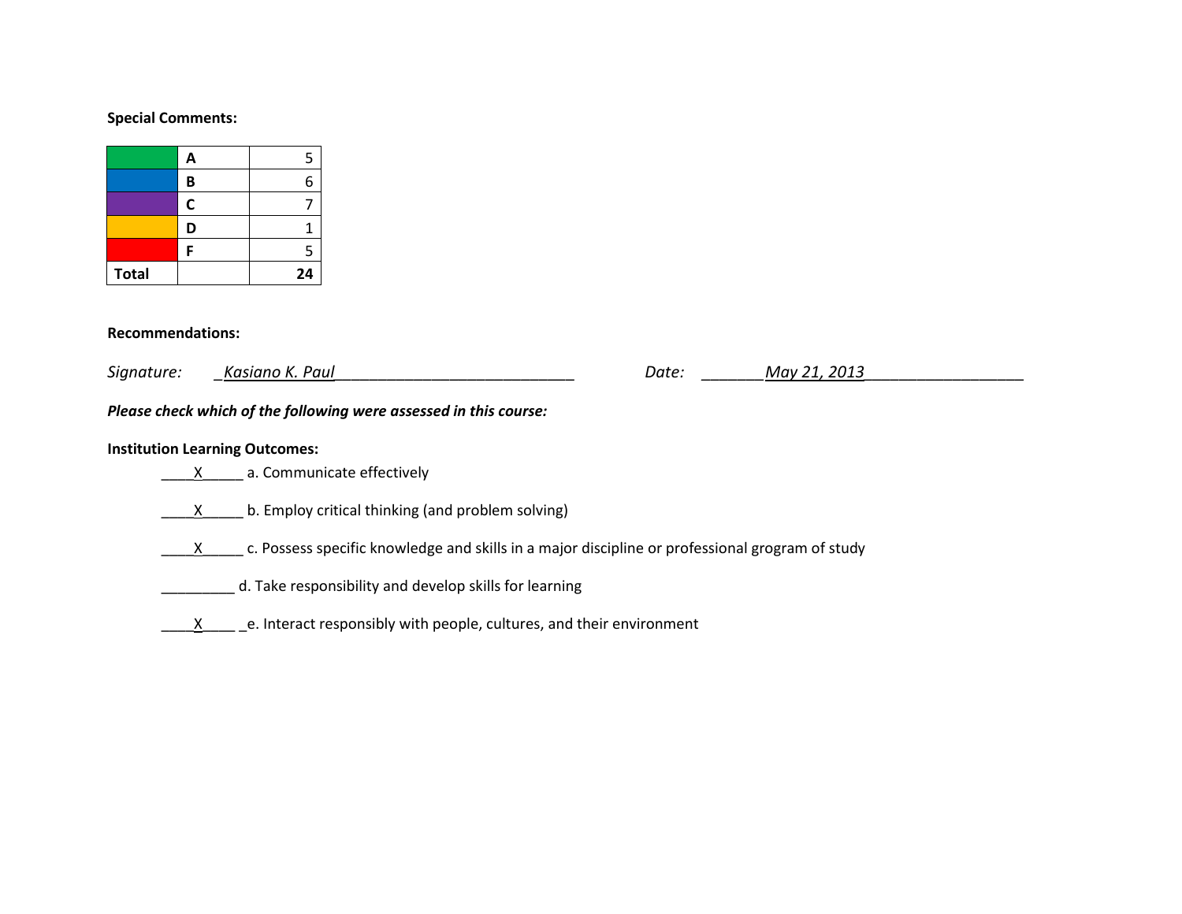**Special Comments:**

| | | |
|---|---|---|
| | **A** | 5 |
| | **B** | 6 |
| | **C** | 7 |
| | **D** | 1 |
| | **F** | 5 |
| **Total** | | **24** |

**Recommendations:**

*Signature:* _*Kasiano K. Paul*____________________________ *Date:* _______*May 21, 2013*__________________

***Please check which of the following were assessed in this course:***

**Institution Learning Outcomes:**

____X_____ a. Communicate effectively

____X_____ b. Employ critical thinking (and problem solving)

____X_____ c. Possess specific knowledge and skills in a major discipline or professional grogram of study

_________ d. Take responsibility and develop skills for learning

____X____ _e. Interact responsibly with people, cultures, and their environment